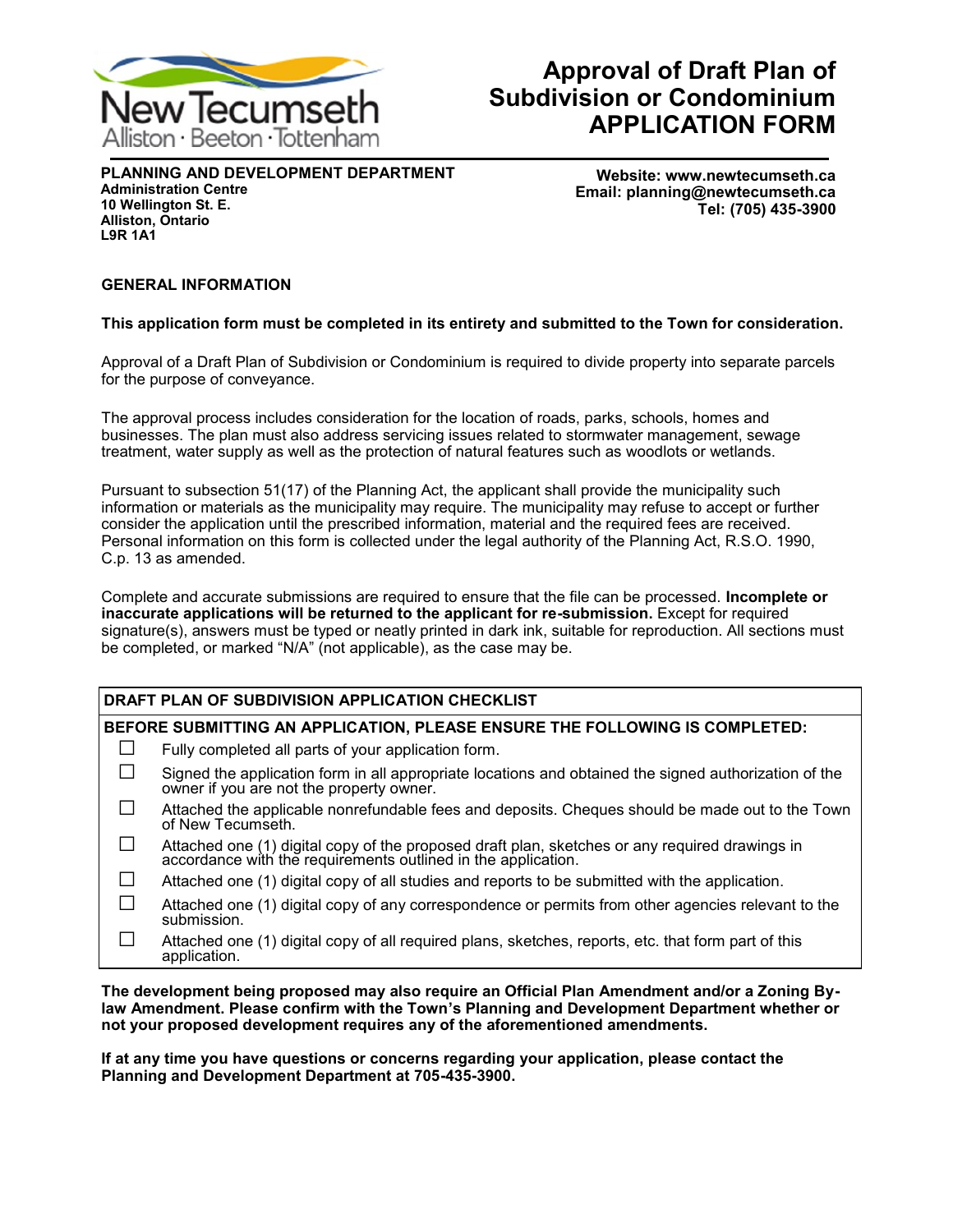New Tecumseth
Alliston · Beeton · Tottenham

# Approval of Draft Plan of Subdivision or Condominium APPLICATION FORM

**PLANNING AND DEVELOPMENT DEPARTMENT**
**Administration Centre**
**10 Wellington St. E.**
**Alliston, Ontario**
**L9R 1A1**

**Website: www.newtecumseth.ca**
**Email: planning@newtecumseth.ca**
**Tel: (705) 435-3900**

## GENERAL INFORMATION

**This application form must be completed in its entirety and submitted to the Town for consideration.**

Approval of a Draft Plan of Subdivision or Condominium is required to divide property into separate parcels for the purpose of conveyance.

The approval process includes consideration for the location of roads, parks, schools, homes and businesses. The plan must also address servicing issues related to stormwater management, sewage treatment, water supply as well as the protection of natural features such as woodlots or wetlands.

Pursuant to subsection 51(17) of the Planning Act, the applicant shall provide the municipality such information or materials as the municipality may require. The municipality may refuse to accept or further consider the application until the prescribed information, material and the required fees are received. Personal information on this form is collected under the legal authority of the Planning Act, R.S.O. 1990, C.p. 13 as amended.

Complete and accurate submissions are required to ensure that the file can be processed. **Incomplete or inaccurate applications will be returned to the applicant for re-submission.** Except for required signature(s), answers must be typed or neatly printed in dark ink, suitable for reproduction. All sections must be completed, or marked "N/A" (not applicable), as the case may be.

| DRAFT PLAN OF SUBDIVISION APPLICATION CHECKLIST | |
|---|---|
| **BEFORE SUBMITTING AN APPLICATION, PLEASE ENSURE THE FOLLOWING IS COMPLETED:** | |
| ☐ | Fully completed all parts of your application form. |
| ☐ | Signed the application form in all appropriate locations and obtained the signed authorization of the owner if you are not the property owner. |
| ☐ | Attached the applicable nonrefundable fees and deposits. Cheques should be made out to the Town of New Tecumseth. |
| ☐ | Attached one (1) digital copy of the proposed draft plan, sketches or any required drawings in accordance with the requirements outlined in the application. |
| ☐ | Attached one (1) digital copy of all studies and reports to be submitted with the application. |
| ☐ | Attached one (1) digital copy of any correspondence or permits from other agencies relevant to the submission. |
| ☐ | Attached one (1) digital copy of all required plans, sketches, reports, etc. that form part of this application. |

**The development being proposed may also require an Official Plan Amendment and/or a Zoning By-law Amendment. Please confirm with the Town's Planning and Development Department whether or not your proposed development requires any of the aforementioned amendments.**

**If at any time you have questions or concerns regarding your application, please contact the Planning and Development Department at 705-435-3900.**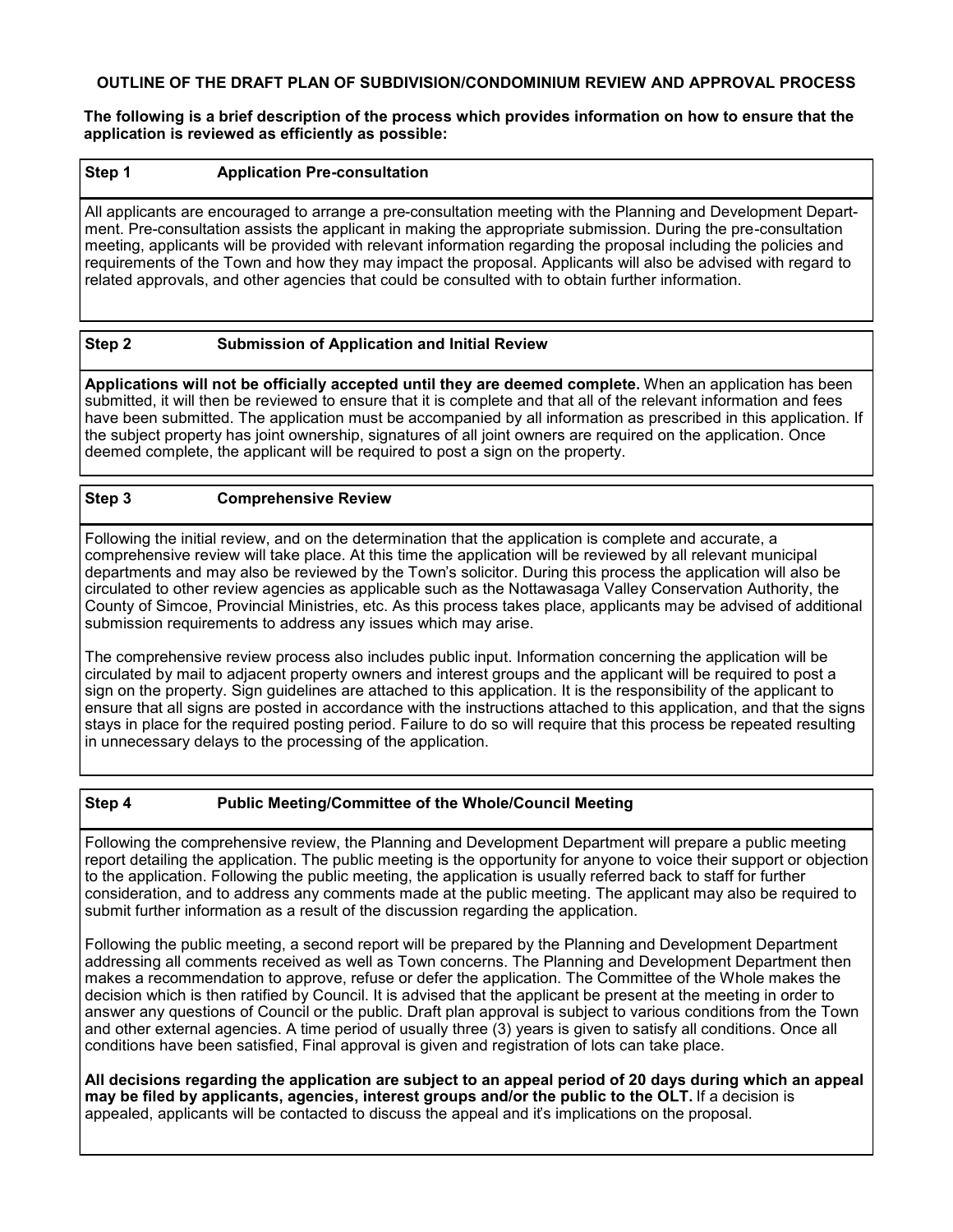# OUTLINE OF THE DRAFT PLAN OF SUBDIVISION/CONDOMINIUM REVIEW AND APPROVAL PROCESS

**The following is a brief description of the process which provides information on how to ensure that the application is reviewed as efficiently as possible:**

## Step 1 Application Pre-consultation

All applicants are encouraged to arrange a pre-consultation meeting with the Planning and Development Department. Pre-consultation assists the applicant in making the appropriate submission. During the pre-consultation meeting, applicants will be provided with relevant information regarding the proposal including the policies and requirements of the Town and how they may impact the proposal. Applicants will also be advised with regard to related approvals, and other agencies that could be consulted with to obtain further information.

## Step 2 Submission of Application and Initial Review

**Applications will not be officially accepted until they are deemed complete.** When an application has been submitted, it will then be reviewed to ensure that it is complete and that all of the relevant information and fees have been submitted. The application must be accompanied by all information as prescribed in this application. If the subject property has joint ownership, signatures of all joint owners are required on the application. Once deemed complete, the applicant will be required to post a sign on the property.

## Step 3 Comprehensive Review

Following the initial review, and on the determination that the application is complete and accurate, a comprehensive review will take place. At this time the application will be reviewed by all relevant municipal departments and may also be reviewed by the Town's solicitor. During this process the application will also be circulated to other review agencies as applicable such as the Nottawasaga Valley Conservation Authority, the County of Simcoe, Provincial Ministries, etc. As this process takes place, applicants may be advised of additional submission requirements to address any issues which may arise.

The comprehensive review process also includes public input. Information concerning the application will be circulated by mail to adjacent property owners and interest groups and the applicant will be required to post a sign on the property. Sign guidelines are attached to this application. It is the responsibility of the applicant to ensure that all signs are posted in accordance with the instructions attached to this application, and that the signs stays in place for the required posting period. Failure to do so will require that this process be repeated resulting in unnecessary delays to the processing of the application.

## Step 4 Public Meeting/Committee of the Whole/Council Meeting

Following the comprehensive review, the Planning and Development Department will prepare a public meeting report detailing the application. The public meeting is the opportunity for anyone to voice their support or objection to the application. Following the public meeting, the application is usually referred back to staff for further consideration, and to address any comments made at the public meeting. The applicant may also be required to submit further information as a result of the discussion regarding the application.

Following the public meeting, a second report will be prepared by the Planning and Development Department addressing all comments received as well as Town concerns. The Planning and Development Department then makes a recommendation to approve, refuse or defer the application. The Committee of the Whole makes the decision which is then ratified by Council. It is advised that the applicant be present at the meeting in order to answer any questions of Council or the public. Draft plan approval is subject to various conditions from the Town and other external agencies. A time period of usually three (3) years is given to satisfy all conditions. Once all conditions have been satisfied, Final approval is given and registration of lots can take place.

**All decisions regarding the application are subject to an appeal period of 20 days during which an appeal may be filed by applicants, agencies, interest groups and/or the public to the OLT.** If a decision is appealed, applicants will be contacted to discuss the appeal and it's implications on the proposal.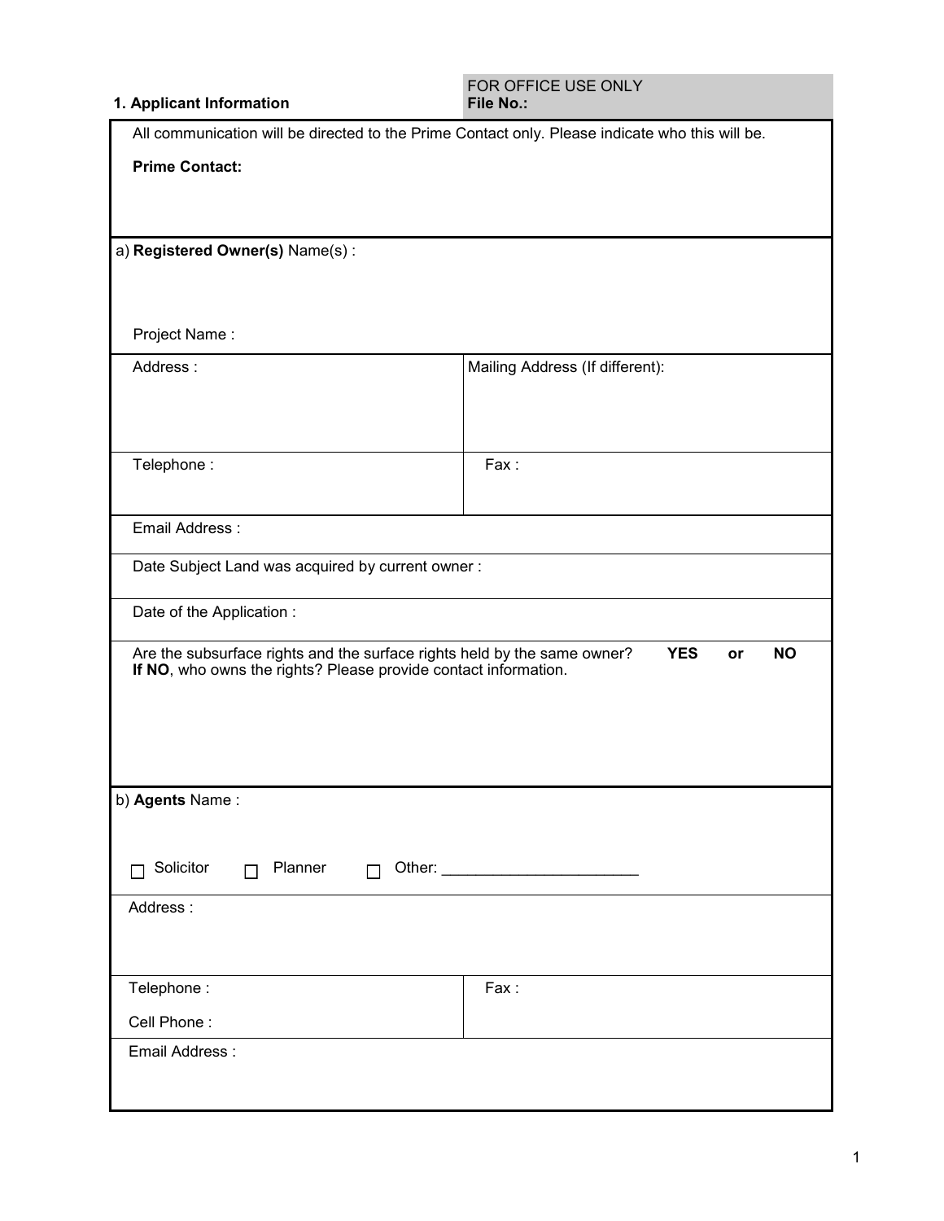## 1. Applicant Information

FOR OFFICE USE ONLY
**File No.:**

All communication will be directed to the Prime Contact only. Please indicate who this will be.

**Prime Contact:**

a) **Registered Owner(s)** Name(s) :

Project Name :

| Address : | Mailing Address (If different): |
|---|---|
| Telephone : | Fax : |

Email Address :

Date Subject Land was acquired by current owner :

Date of the Application :

Are the subsurface rights and the surface rights held by the same owner? **YES** **or** **NO**
**If NO**, who owns the rights? Please provide contact information.

b) **Agents** Name :

☐ Solicitor ☐ Planner ☐ Other: ______________________

Address :

| Telephone : | Fax : |
|---|---|
| Cell Phone : | |

Email Address :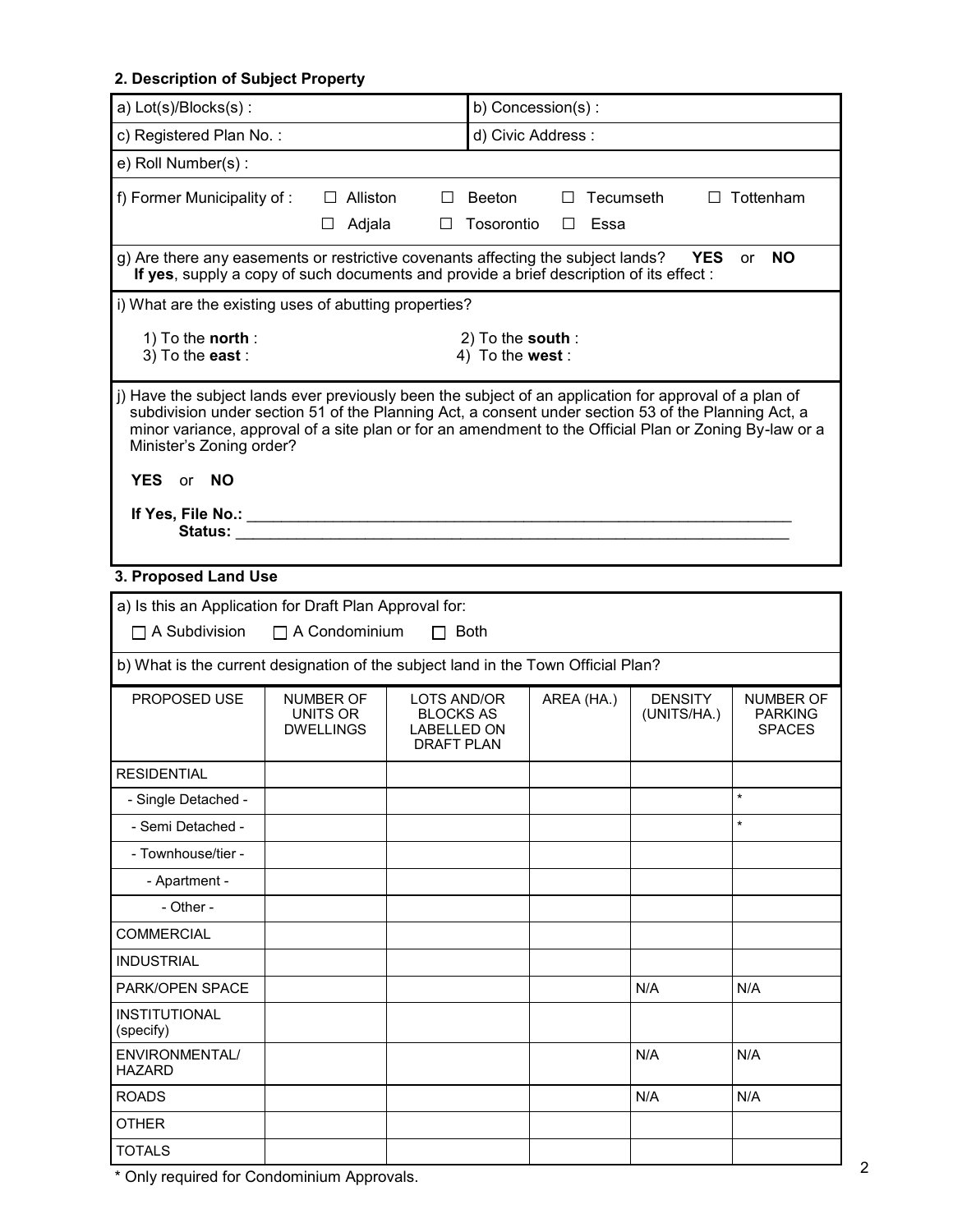## 2. Description of Subject Property

| a) Lot(s)/Blocks(s) : | b) Concession(s) : |
|---|---|
| c) Registered Plan No. : | d) Civic Address : |
| e) Roll Number(s) : | |

f) Former Municipality of : ☐ Alliston ☐ Beeton ☐ Tecumseth ☐ Tottenham ☐ Adjala ☐ Tosorontio ☐ Essa

g) Are there any easements or restrictive covenants affecting the subject lands? **YES** or **NO**
**If yes**, supply a copy of such documents and provide a brief description of its effect :

i) What are the existing uses of abutting properties?

1) To the **north** :
2) To the **south** :
3) To the **east** :
4) To the **west** :

j) Have the subject lands ever previously been the subject of an application for approval of a plan of subdivision under section 51 of the Planning Act, a consent under section 53 of the Planning Act, a minor variance, approval of a site plan or for an amendment to the Official Plan or Zoning By-law or a Minister's Zoning order?

**YES** or **NO**

**If Yes, File No.:** ____________________________________________

**Status:** ____________________________________________

## 3. Proposed Land Use

a) Is this an Application for Draft Plan Approval for:

☐ A Subdivision ☐ A Condominium ☐ Both

b) What is the current designation of the subject land in the Town Official Plan?

| PROPOSED USE | NUMBER OF UNITS OR DWELLINGS | LOTS AND/OR BLOCKS AS LABELLED ON DRAFT PLAN | AREA (HA.) | DENSITY (UNITS/HA.) | NUMBER OF PARKING SPACES |
|---|---|---|---|---|---|
| RESIDENTIAL | | | | | |
| - Single Detached - | | | | | * |
| - Semi Detached - | | | | | * |
| - Townhouse/tier - | | | | | |
| - Apartment - | | | | | |
| - Other - | | | | | |
| COMMERCIAL | | | | | |
| INDUSTRIAL | | | | | |
| PARK/OPEN SPACE | | | | N/A | N/A |
| INSTITUTIONAL (specify) | | | | | |
| ENVIRONMENTAL/ HAZARD | | | | N/A | N/A |
| ROADS | | | | N/A | N/A |
| OTHER | | | | | |
| TOTALS | | | | | |

* Only required for Condominium Approvals.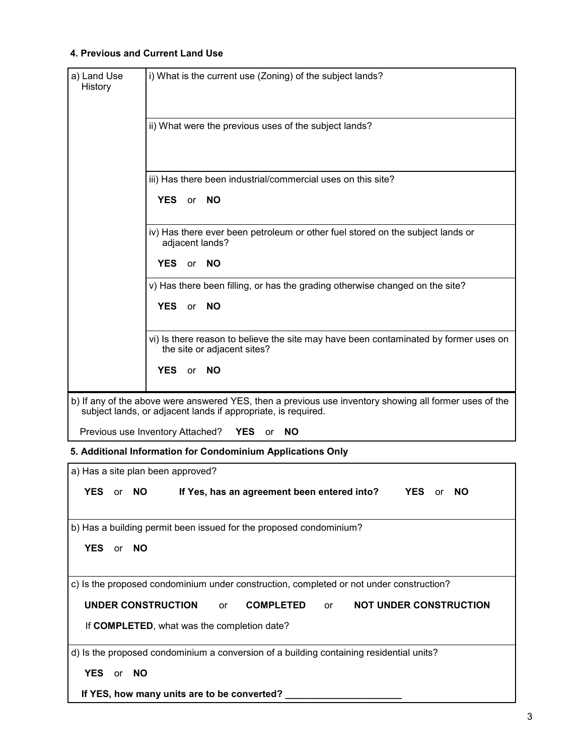### 4. Previous and Current Land Use

| a) Land Use History | |
|---|---|
| | i) What is the current use (Zoning) of the subject lands? |
| | ii) What were the previous uses of the subject lands? |
| | iii) Has there been industrial/commercial uses on this site?<br><br>**YES** or **NO** |
| | iv) Has there ever been petroleum or other fuel stored on the subject lands or adjacent lands?<br><br>**YES** or **NO** |
| | v) Has there been filling, or has the grading otherwise changed on the site?<br><br>**YES** or **NO** |
| | vi) Is there reason to believe the site may have been contaminated by former uses on the site or adjacent sites?<br><br>**YES** or **NO** |

b) If any of the above were answered YES, then a previous use inventory showing all former uses of the subject lands, or adjacent lands if appropriate, is required.

Previous use Inventory Attached? **YES** or **NO**

### 5. Additional Information for Condominium Applications Only

a) Has a site plan been approved?

**YES** or **NO** **If Yes, has an agreement been entered into?** **YES** or **NO**

b) Has a building permit been issued for the proposed condominium?

**YES** or **NO**

c) Is the proposed condominium under construction, completed or not under construction?

**UNDER CONSTRUCTION** or **COMPLETED** or **NOT UNDER CONSTRUCTION**

If **COMPLETED**, what was the completion date?

d) Is the proposed condominium a conversion of a building containing residential units?

**YES** or **NO**

**If YES, how many units are to be converted?** ______________________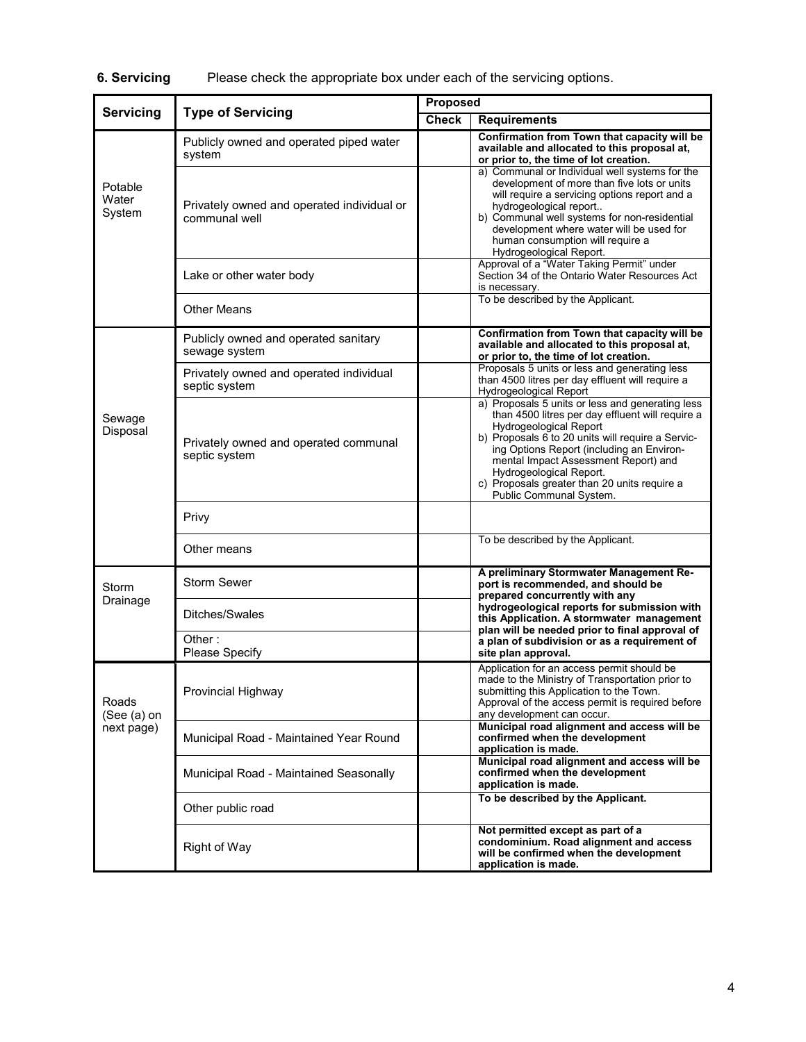**6. Servicing** Please check the appropriate box under each of the servicing options.

| Servicing | Type of Servicing | Proposed | |
|---|---|---|---|
| | | Check | Requirements |
| Potable Water System | Publicly owned and operated piped water system | | **Confirmation from Town that capacity will be available and allocated to this proposal at, or prior to, the time of lot creation.** |
| | Privately owned and operated individual or communal well | | a) Communal or Individual well systems for the development of more than five lots or units will require a servicing options report and a hydrogeological report.. b) Communal well systems for non-residential development where water will be used for human consumption will require a Hydrogeological Report. |
| | Lake or other water body | | Approval of a "Water Taking Permit" under Section 34 of the Ontario Water Resources Act is necessary. |
| | Other Means | | To be described by the Applicant. |
| Sewage Disposal | Publicly owned and operated sanitary sewage system | | **Confirmation from Town that capacity will be available and allocated to this proposal at, or prior to, the time of lot creation.** |
| | Privately owned and operated individual septic system | | Proposals 5 units or less and generating less than 4500 litres per day effluent will require a Hydrogeological Report |
| | Privately owned and operated communal septic system | | a) Proposals 5 units or less and generating less than 4500 litres per day effluent will require a Hydrogeological Report b) Proposals 6 to 20 units will require a Servicing Options Report (including an Environmental Impact Assessment Report) and Hydrogeological Report. c) Proposals greater than 20 units require a Public Communal System. |
| | Privy | | |
| | Other means | | To be described by the Applicant. |
| Storm Drainage | Storm Sewer | | **A preliminary Stormwater Management Report is recommended, and should be prepared concurrently with any hydrogeological reports for submission with this Application. A stormwater management plan will be needed prior to final approval of a plan of subdivision or as a requirement of site plan approval.** |
| | Ditches/Swales | | |
| | Other : Please Specify | | |
| Roads (See (a) on next page) | Provincial Highway | | Application for an access permit should be made to the Ministry of Transportation prior to submitting this Application to the Town. Approval of the access permit is required before any development can occur. |
| | Municipal Road - Maintained Year Round | | **Municipal road alignment and access will be confirmed when the development application is made.** |
| | Municipal Road - Maintained Seasonally | | **Municipal road alignment and access will be confirmed when the development application is made.** |
| | Other public road | | **To be described by the Applicant.** |
| | Right of Way | | **Not permitted except as part of a condominium. Road alignment and access will be confirmed when the development application is made.** |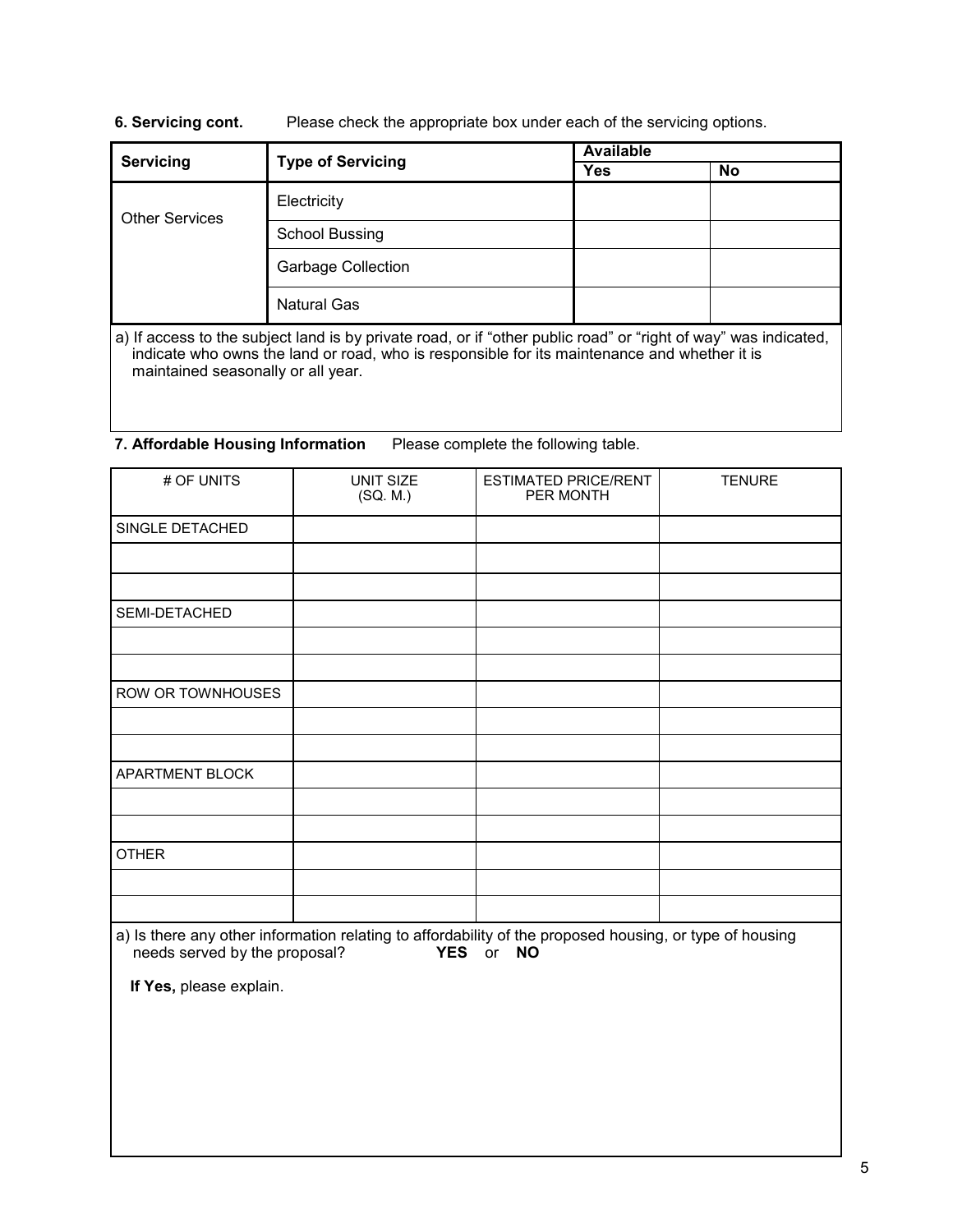**6. Servicing cont.** Please check the appropriate box under each of the servicing options.

| Servicing | Type of Servicing | Available | |
|---|---|---|---|
| | | Yes | No |
| Other Services | Electricity | | |
| | School Bussing | | |
| | Garbage Collection | | |
| | Natural Gas | | |

a) If access to the subject land is by private road, or if "other public road" or "right of way" was indicated, indicate who owns the land or road, who is responsible for its maintenance and whether it is maintained seasonally or all year.

**7. Affordable Housing Information** Please complete the following table.

| # OF UNITS | UNIT SIZE (SQ. M.) | ESTIMATED PRICE/RENT PER MONTH | TENURE |
|---|---|---|---|
| SINGLE DETACHED | | | |
| | | | |
| | | | |
| SEMI-DETACHED | | | |
| | | | |
| | | | |
| ROW OR TOWNHOUSES | | | |
| | | | |
| | | | |
| APARTMENT BLOCK | | | |
| | | | |
| | | | |
| OTHER | | | |
| | | | |
| | | | |

a) Is there any other information relating to affordability of the proposed housing, or type of housing needs served by the proposal? **YES** or **NO**

**If Yes,** please explain.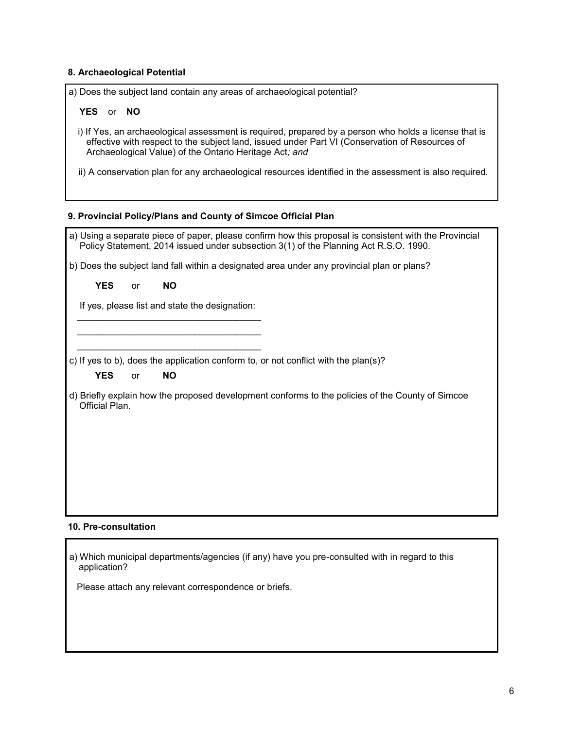**8. Archaeological Potential**

a) Does the subject land contain any areas of archaeological potential?

**YES** or **NO**

i) If Yes, an archaeological assessment is required, prepared by a person who holds a license that is effective with respect to the subject land, issued under Part VI (Conservation of Resources of Archaeological Value) of the Ontario Heritage Act*; and*

ii) A conservation plan for any archaeological resources identified in the assessment is also required.

**9. Provincial Policy/Plans and County of Simcoe Official Plan**

a) Using a separate piece of paper, please confirm how this proposal is consistent with the Provincial Policy Statement, 2014 issued under subsection 3(1) of the Planning Act R.S.O. 1990.

b) Does the subject land fall within a designated area under any provincial plan or plans?

**YES** or **NO**

If yes, please list and state the designation:

____________________________________

____________________________________

____________________________________

c) If yes to b), does the application conform to, or not conflict with the plan(s)?

**YES** or **NO**

d) Briefly explain how the proposed development conforms to the policies of the County of Simcoe Official Plan.

**10. Pre-consultation**

a) Which municipal departments/agencies (if any) have you pre-consulted with in regard to this application?

Please attach any relevant correspondence or briefs.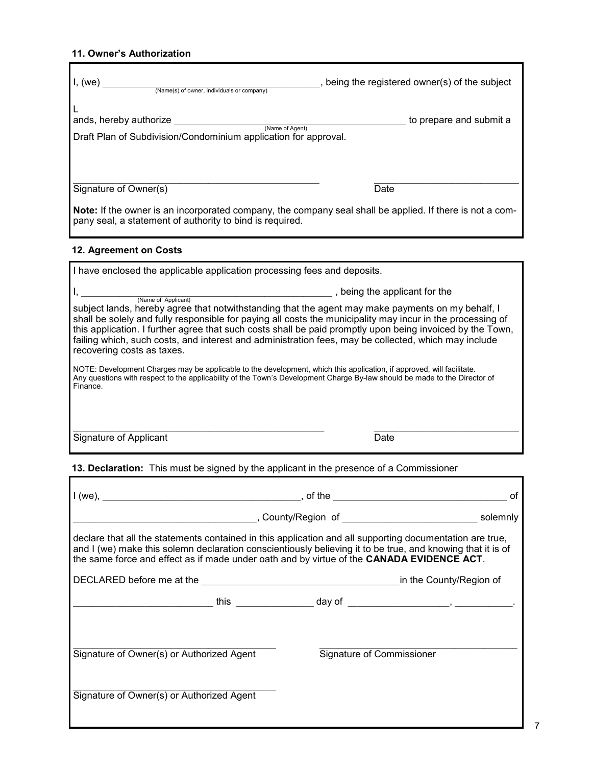### 11. Owner's Authorization

I, (we) ____________________________________________, being the registered owner(s) of the subject
(Name(s) of owner, individuals or company)

L
ands, hereby authorize ____________________________________________ to prepare and submit a
(Name of Agent)

Draft Plan of Subdivision/Condominium application for approval.

______________________________________________ ____________________________

Signature of Owner(s) Date

**Note:** If the owner is an incorporated company, the company seal shall be applied. If there is not a company seal, a statement of authority to bind is required.

### 12. Agreement on Costs

I have enclosed the applicable application processing fees and deposits.

I, ____________________________________________ , being the applicant for the
(Name of Applicant)

subject lands, hereby agree that notwithstanding that the agent may make payments on my behalf, I shall be solely and fully responsible for paying all costs the municipality may incur in the processing of this application. I further agree that such costs shall be paid promptly upon being invoiced by the Town, failing which, such costs, and interest and administration fees, may be collected, which may include recovering costs as taxes.

NOTE: Development Charges may be applicable to the development, which this application, if approved, will facilitate. Any questions with respect to the applicability of the Town's Development Charge By-law should be made to the Director of Finance.

______________________________________________ ____________________________

Signature of Applicant Date

### 13. Declaration: This must be signed by the applicant in the presence of a Commissioner

I (we), ____________________________________, of the __________________________________ of

__________________________________, County/Region of __________________________ solemnly

declare that all the statements contained in this application and all supporting documentation are true, and I (we) make this solemn declaration conscientiously believing it to be true, and knowing that it is of the same force and effect as if made under oath and by virtue of the **CANADA EVIDENCE ACT**.

DECLARED before me at the ____________________________________in the County/Region of

__________________________ this ______________ day of ___________________, ___________.

________________________________________ ________________________________________

Signature of Owner(s) or Authorized Agent Signature of Commissioner

________________________________________

Signature of Owner(s) or Authorized Agent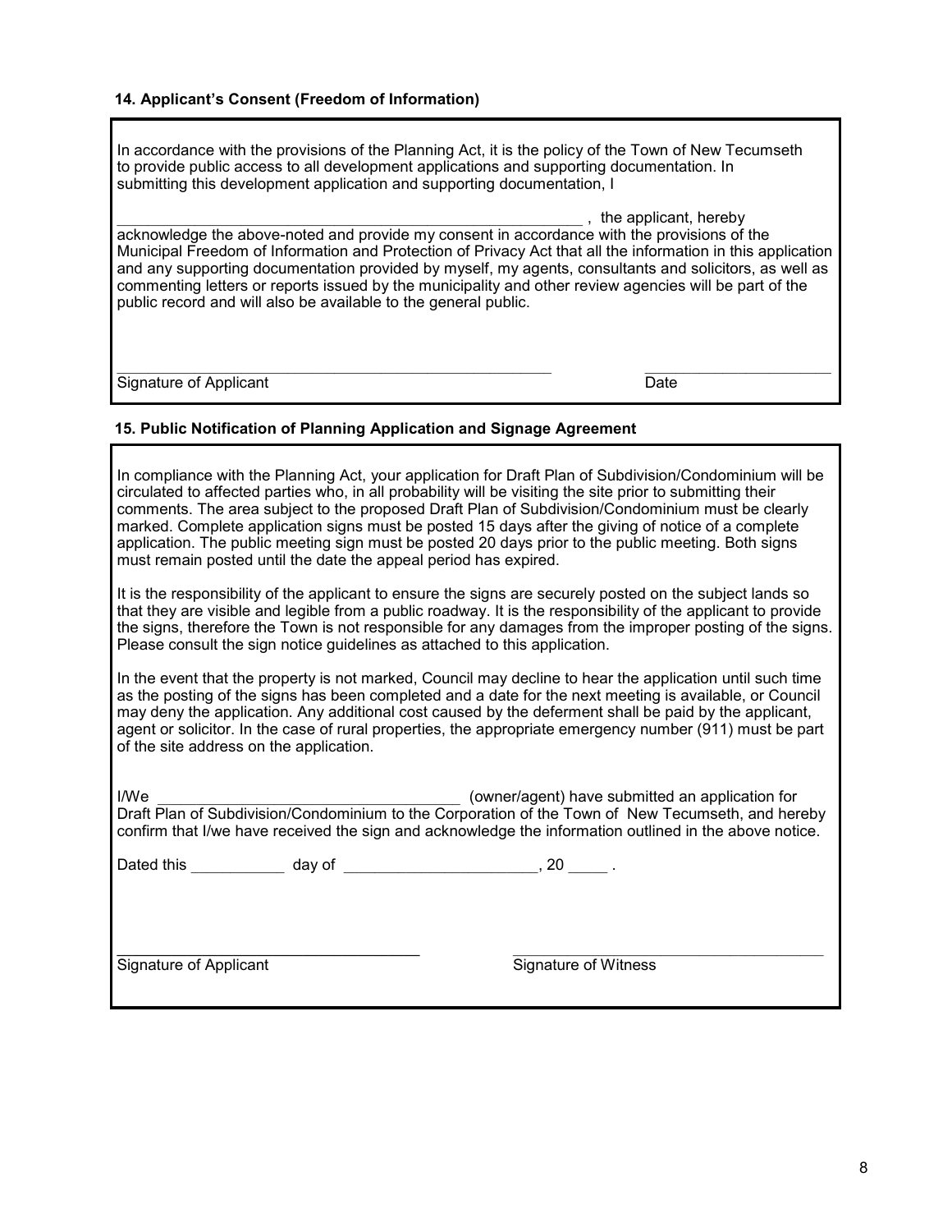#### 14. Applicant's Consent (Freedom of Information)

In accordance with the provisions of the Planning Act, it is the policy of the Town of New Tecumseth to provide public access to all development applications and supporting documentation. In submitting this development application and supporting documentation, I

\_\_\_\_\_\_\_\_\_\_\_\_\_\_\_\_\_\_\_\_\_\_\_\_\_\_\_\_\_\_\_\_\_\_\_\_\_\_\_\_\_\_\_\_\_\_\_\_\_\_\_\_\_\_\_\_ , the applicant, hereby acknowledge the above-noted and provide my consent in accordance with the provisions of the Municipal Freedom of Information and Protection of Privacy Act that all the information in this application and any supporting documentation provided by myself, my agents, consultants and solicitors, as well as commenting letters or reports issued by the municipality and other review agencies will be part of the public record and will also be available to the general public.

\_\_\_\_\_\_\_\_\_\_\_\_\_\_\_\_\_\_\_\_\_\_\_\_\_\_\_\_\_\_\_\_\_\_\_\_\_\_\_\_\_\_\_\_\_\_\_\_\_\_\_\_ \_\_\_\_\_\_\_\_\_\_\_\_\_\_\_\_\_\_\_\_\_\_

Signature of Applicant Date

#### 15. Public Notification of Planning Application and Signage Agreement

In compliance with the Planning Act, your application for Draft Plan of Subdivision/Condominium will be circulated to affected parties who, in all probability will be visiting the site prior to submitting their comments. The area subject to the proposed Draft Plan of Subdivision/Condominium must be clearly marked. Complete application signs must be posted 15 days after the giving of notice of a complete application. The public meeting sign must be posted 20 days prior to the public meeting. Both signs must remain posted until the date the appeal period has expired.

It is the responsibility of the applicant to ensure the signs are securely posted on the subject lands so that they are visible and legible from a public roadway. It is the responsibility of the applicant to provide the signs, therefore the Town is not responsible for any damages from the improper posting of the signs. Please consult the sign notice guidelines as attached to this application.

In the event that the property is not marked, Council may decline to hear the application until such time as the posting of the signs has been completed and a date for the next meeting is available, or Council may deny the application. Any additional cost caused by the deferment shall be paid by the applicant, agent or solicitor. In the case of rural properties, the appropriate emergency number (911) must be part of the site address on the application.

I/We \_\_\_\_\_\_\_\_\_\_\_\_\_\_\_\_\_\_\_\_\_\_\_\_\_\_\_\_\_\_\_\_\_\_\_\_\_ (owner/agent) have submitted an application for Draft Plan of Subdivision/Condominium to the Corporation of the Town of New Tecumseth, and hereby confirm that I/we have received the sign and acknowledge the information outlined in the above notice.

Dated this \_\_\_\_\_\_\_\_\_\_\_ day of \_\_\_\_\_\_\_\_\_\_\_\_\_\_\_\_\_\_\_\_\_\_, 20 \_\_\_\_\_ .

\_\_\_\_\_\_\_\_\_\_\_\_\_\_\_\_\_\_\_\_\_\_\_\_\_\_\_\_\_\_\_\_\_\_\_\_\_ \_\_\_\_\_\_\_\_\_\_\_\_\_\_\_\_\_\_\_\_\_\_\_\_\_\_\_\_\_\_\_\_\_\_\_\_\_\_

Signature of Applicant Signature of Witness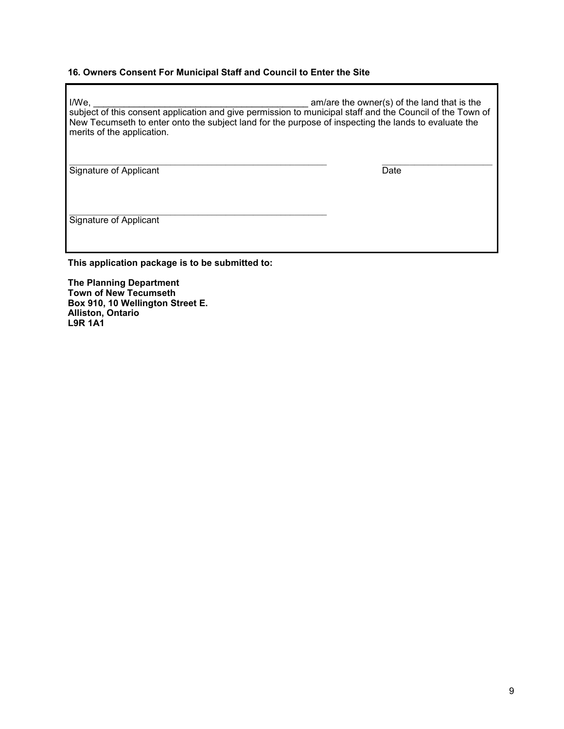### 16. Owners Consent For Municipal Staff and Council to Enter the Site

I/We, ____________________________________________ am/are the owner(s) of the land that is the subject of this consent application and give permission to municipal staff and the Council of the Town of New Tecumseth to enter onto the subject land for the purpose of inspecting the lands to evaluate the merits of the application.

______________________________________________________ ______________________

Signature of Applicant Date

______________________________________________________

Signature of Applicant

**This application package is to be submitted to:**

**The Planning Department**
**Town of New Tecumseth**
**Box 910, 10 Wellington Street E.**
**Alliston, Ontario**
**L9R 1A1**